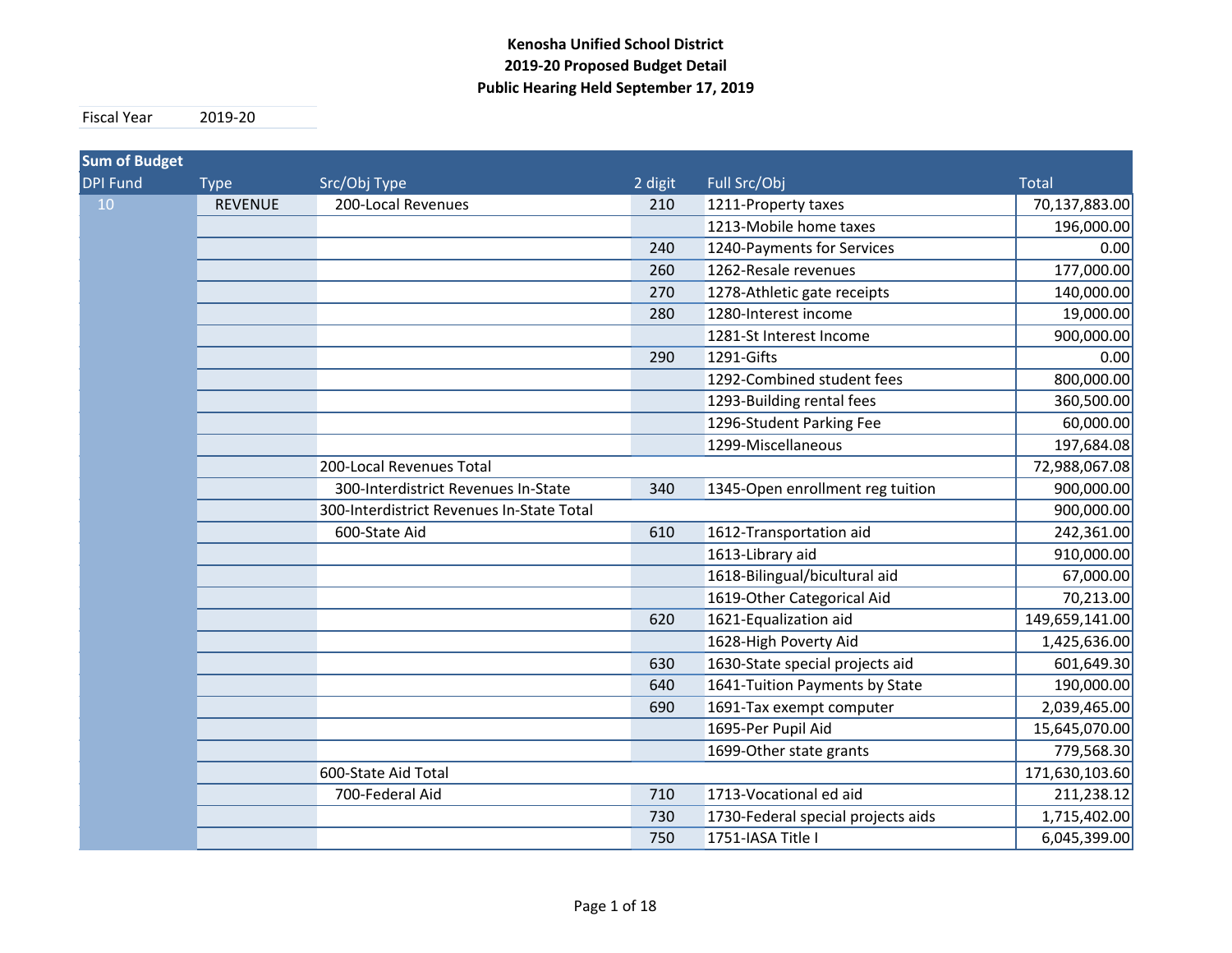**Kenosha Unified School District**
**2019-20 Proposed Budget Detail**
**Public Hearing Held September 17, 2019**

| Fiscal Year | 2019-20 |
|---|---|

| Sum of Budget | | | | | |
|---|---|---|---|---|---|
| DPI Fund | Type | Src/Obj Type | 2 digit | Full Src/Obj | Total |
| 10 | REVENUE | 200-Local Revenues | 210 | 1211-Property taxes | 70,137,883.00 |
| | | | | 1213-Mobile home taxes | 196,000.00 |
| | | | 240 | 1240-Payments for Services | 0.00 |
| | | | 260 | 1262-Resale revenues | 177,000.00 |
| | | | 270 | 1278-Athletic gate receipts | 140,000.00 |
| | | | 280 | 1280-Interest income | 19,000.00 |
| | | | | 1281-St Interest Income | 900,000.00 |
| | | | 290 | 1291-Gifts | 0.00 |
| | | | | 1292-Combined student fees | 800,000.00 |
| | | | | 1293-Building rental fees | 360,500.00 |
| | | | | 1296-Student Parking Fee | 60,000.00 |
| | | | | 1299-Miscellaneous | 197,684.08 |
| | | 200-Local Revenues Total | | | 72,988,067.08 |
| | | 300-Interdistrict Revenues In-State | 340 | 1345-Open enrollment reg tuition | 900,000.00 |
| | | 300-Interdistrict Revenues In-State Total | | | 900,000.00 |
| | | 600-State Aid | 610 | 1612-Transportation aid | 242,361.00 |
| | | | | 1613-Library aid | 910,000.00 |
| | | | | 1618-Bilingual/bicultural aid | 67,000.00 |
| | | | | 1619-Other Categorical Aid | 70,213.00 |
| | | | 620 | 1621-Equalization aid | 149,659,141.00 |
| | | | | 1628-High Poverty Aid | 1,425,636.00 |
| | | | 630 | 1630-State special projects aid | 601,649.30 |
| | | | 640 | 1641-Tuition Payments by State | 190,000.00 |
| | | | 690 | 1691-Tax exempt computer | 2,039,465.00 |
| | | | | 1695-Per Pupil Aid | 15,645,070.00 |
| | | | | 1699-Other state grants | 779,568.30 |
| | | 600-State Aid Total | | | 171,630,103.60 |
| | | 700-Federal Aid | 710 | 1713-Vocational ed aid | 211,238.12 |
| | | | 730 | 1730-Federal special projects aids | 1,715,402.00 |
| | | | 750 | 1751-IASA Title I | 6,045,399.00 |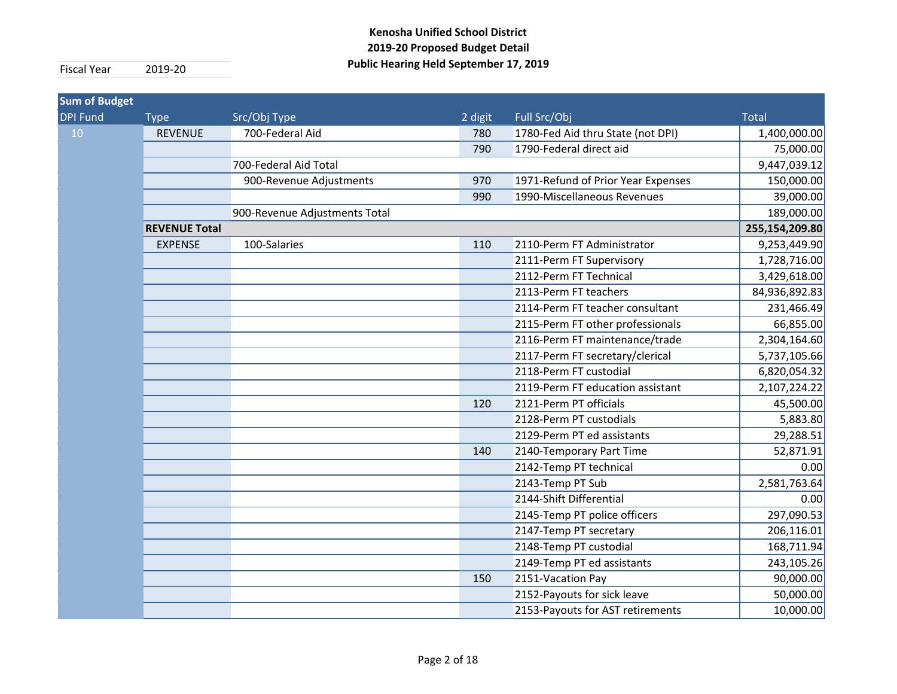**Kenosha Unified School District**
**2019-20 Proposed Budget Detail**
**Public Hearing Held September 17, 2019**

| Fiscal Year | 2019-20 |
|---|---|

| Sum of Budget | | | | | |
|---|---|---|---|---|---|
| DPI Fund | Type | Src/Obj Type | 2 digit | Full Src/Obj | Total |
| 10 | REVENUE | 700-Federal Aid | 780 | 1780-Fed Aid thru State (not DPI) | 1,400,000.00 |
| | | | 790 | 1790-Federal direct aid | 75,000.00 |
| | | 700-Federal Aid Total | | | 9,447,039.12 |
| | | 900-Revenue Adjustments | 970 | 1971-Refund of Prior Year Expenses | 150,000.00 |
| | | | 990 | 1990-Miscellaneous Revenues | 39,000.00 |
| | | 900-Revenue Adjustments Total | | | 189,000.00 |
| | **REVENUE Total** | | | | **255,154,209.80** |
| | EXPENSE | 100-Salaries | 110 | 2110-Perm FT Administrator | 9,253,449.90 |
| | | | | 2111-Perm FT Supervisory | 1,728,716.00 |
| | | | | 2112-Perm FT Technical | 3,429,618.00 |
| | | | | 2113-Perm FT teachers | 84,936,892.83 |
| | | | | 2114-Perm FT teacher consultant | 231,466.49 |
| | | | | 2115-Perm FT other professionals | 66,855.00 |
| | | | | 2116-Perm FT maintenance/trade | 2,304,164.60 |
| | | | | 2117-Perm FT secretary/clerical | 5,737,105.66 |
| | | | | 2118-Perm FT custodial | 6,820,054.32 |
| | | | | 2119-Perm FT education assistant | 2,107,224.22 |
| | | | 120 | 2121-Perm PT officials | 45,500.00 |
| | | | | 2128-Perm PT custodials | 5,883.80 |
| | | | | 2129-Perm PT ed assistants | 29,288.51 |
| | | | 140 | 2140-Temporary Part Time | 52,871.91 |
| | | | | 2142-Temp PT technical | 0.00 |
| | | | | 2143-Temp PT Sub | 2,581,763.64 |
| | | | | 2144-Shift Differential | 0.00 |
| | | | | 2145-Temp PT police officers | 297,090.53 |
| | | | | 2147-Temp PT secretary | 206,116.01 |
| | | | | 2148-Temp PT custodial | 168,711.94 |
| | | | | 2149-Temp PT ed assistants | 243,105.26 |
| | | | 150 | 2151-Vacation Pay | 90,000.00 |
| | | | | 2152-Payouts for sick leave | 50,000.00 |
| | | | | 2153-Payouts for AST retirements | 10,000.00 |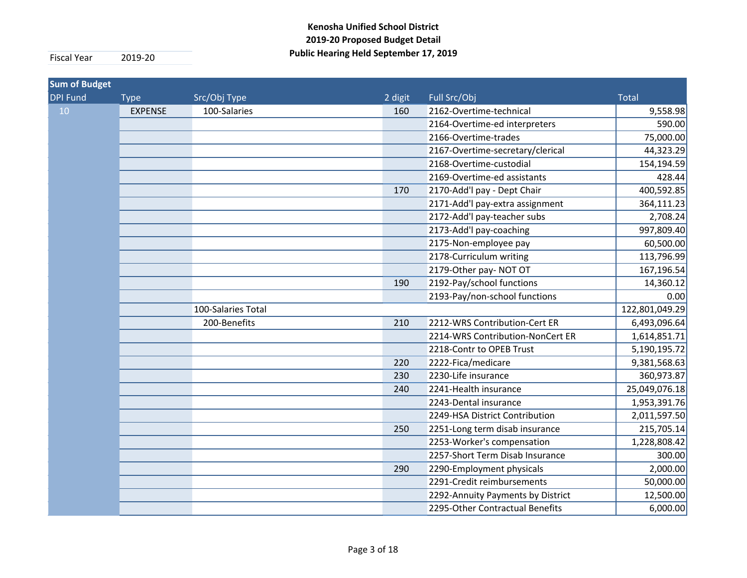**Kenosha Unified School District**
**2019-20 Proposed Budget Detail**
**Public Hearing Held September 17, 2019**

Fiscal Year 2019-20

| Sum of Budget | | | | | |
|---|---|---|---|---|---|
| DPI Fund | Type | Src/Obj Type | 2 digit | Full Src/Obj | Total |
| 10 | EXPENSE | 100-Salaries | 160 | 2162-Overtime-technical | 9,558.98 |
| | | | | 2164-Overtime-ed interpreters | 590.00 |
| | | | | 2166-Overtime-trades | 75,000.00 |
| | | | | 2167-Overtime-secretary/clerical | 44,323.29 |
| | | | | 2168-Overtime-custodial | 154,194.59 |
| | | | | 2169-Overtime-ed assistants | 428.44 |
| | | | 170 | 2170-Add'l pay - Dept Chair | 400,592.85 |
| | | | | 2171-Add'l pay-extra assignment | 364,111.23 |
| | | | | 2172-Add'l pay-teacher subs | 2,708.24 |
| | | | | 2173-Add'l pay-coaching | 997,809.40 |
| | | | | 2175-Non-employee pay | 60,500.00 |
| | | | | 2178-Curriculum writing | 113,796.99 |
| | | | | 2179-Other pay- NOT OT | 167,196.54 |
| | | | 190 | 2192-Pay/school functions | 14,360.12 |
| | | | | 2193-Pay/non-school functions | 0.00 |
| | | 100-Salaries Total | | | 122,801,049.29 |
| | | 200-Benefits | 210 | 2212-WRS Contribution-Cert ER | 6,493,096.64 |
| | | | | 2214-WRS Contribution-NonCert ER | 1,614,851.71 |
| | | | | 2218-Contr to OPEB Trust | 5,190,195.72 |
| | | | 220 | 2222-Fica/medicare | 9,381,568.63 |
| | | | 230 | 2230-Life insurance | 360,973.87 |
| | | | 240 | 2241-Health insurance | 25,049,076.18 |
| | | | | 2243-Dental insurance | 1,953,391.76 |
| | | | | 2249-HSA District Contribution | 2,011,597.50 |
| | | | 250 | 2251-Long term disab insurance | 215,705.14 |
| | | | | 2253-Worker's compensation | 1,228,808.42 |
| | | | | 2257-Short Term Disab Insurance | 300.00 |
| | | | 290 | 2290-Employment physicals | 2,000.00 |
| | | | | 2291-Credit reimbursements | 50,000.00 |
| | | | | 2292-Annuity Payments by District | 12,500.00 |
| | | | | 2295-Other Contractual Benefits | 6,000.00 |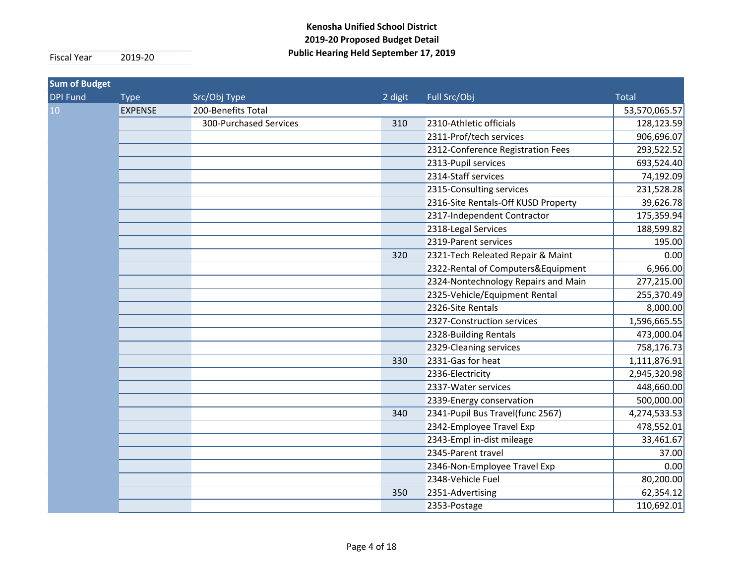**Kenosha Unified School District**
**2019-20 Proposed Budget Detail**
**Public Hearing Held September 17, 2019**

| Fiscal Year | 2019-20 |
|---|---|

| Sum of Budget | | | | | |
|---|---|---|---|---|---|
| DPI Fund | Type | Src/Obj Type | 2 digit | Full Src/Obj | Total |
| 10 | EXPENSE | 200-Benefits Total | | | 53,570,065.57 |
| | | 300-Purchased Services | 310 | 2310-Athletic officials | 128,123.59 |
| | | | | 2311-Prof/tech services | 906,696.07 |
| | | | | 2312-Conference Registration Fees | 293,522.52 |
| | | | | 2313-Pupil services | 693,524.40 |
| | | | | 2314-Staff services | 74,192.09 |
| | | | | 2315-Consulting services | 231,528.28 |
| | | | | 2316-Site Rentals-Off KUSD Property | 39,626.78 |
| | | | | 2317-Independent Contractor | 175,359.94 |
| | | | | 2318-Legal Services | 188,599.82 |
| | | | | 2319-Parent services | 195.00 |
| | | | 320 | 2321-Tech Releated Repair & Maint | 0.00 |
| | | | | 2322-Rental of Computers&Equipment | 6,966.00 |
| | | | | 2324-Nontechnology Repairs and Main | 277,215.00 |
| | | | | 2325-Vehicle/Equipment Rental | 255,370.49 |
| | | | | 2326-Site Rentals | 8,000.00 |
| | | | | 2327-Construction services | 1,596,665.55 |
| | | | | 2328-Building Rentals | 473,000.04 |
| | | | | 2329-Cleaning services | 758,176.73 |
| | | | 330 | 2331-Gas for heat | 1,111,876.91 |
| | | | | 2336-Electricity | 2,945,320.98 |
| | | | | 2337-Water services | 448,660.00 |
| | | | | 2339-Energy conservation | 500,000.00 |
| | | | 340 | 2341-Pupil Bus Travel(func 2567) | 4,274,533.53 |
| | | | | 2342-Employee Travel Exp | 478,552.01 |
| | | | | 2343-Empl in-dist mileage | 33,461.67 |
| | | | | 2345-Parent travel | 37.00 |
| | | | | 2346-Non-Employee Travel Exp | 0.00 |
| | | | | 2348-Vehicle Fuel | 80,200.00 |
| | | | 350 | 2351-Advertising | 62,354.12 |
| | | | | 2353-Postage | 110,692.01 |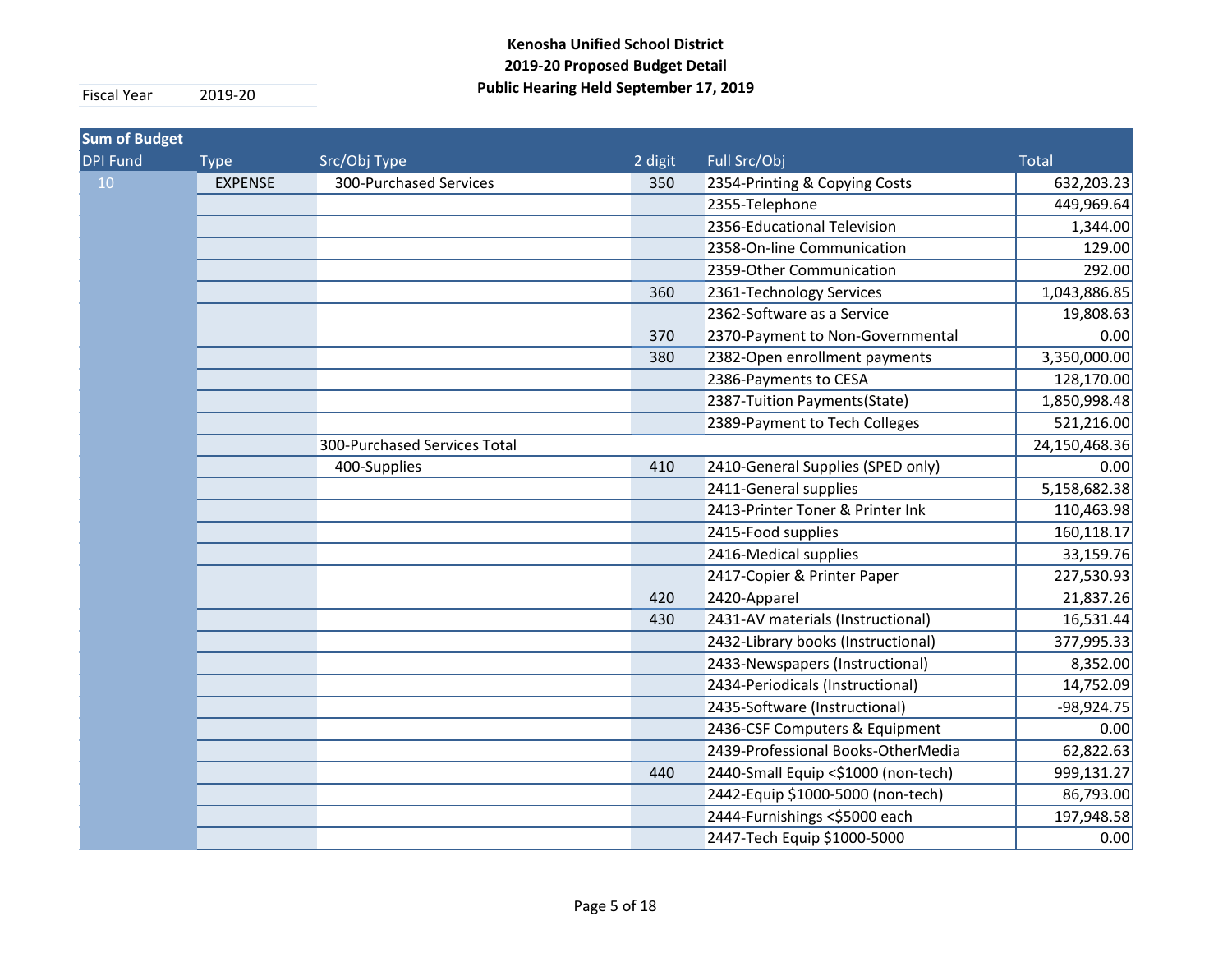**Kenosha Unified School District**
**2019-20 Proposed Budget Detail**
**Public Hearing Held September 17, 2019**

Fiscal Year 2019-20

| Sum of Budget | | | | | |
|---|---|---|---|---|---|
| DPI Fund | Type | Src/Obj Type | 2 digit | Full Src/Obj | Total |
| 10 | EXPENSE | 300-Purchased Services | 350 | 2354-Printing & Copying Costs | 632,203.23 |
| | | | | 2355-Telephone | 449,969.64 |
| | | | | 2356-Educational Television | 1,344.00 |
| | | | | 2358-On-line Communication | 129.00 |
| | | | | 2359-Other Communication | 292.00 |
| | | | 360 | 2361-Technology Services | 1,043,886.85 |
| | | | | 2362-Software as a Service | 19,808.63 |
| | | | 370 | 2370-Payment to Non-Governmental | 0.00 |
| | | | 380 | 2382-Open enrollment payments | 3,350,000.00 |
| | | | | 2386-Payments to CESA | 128,170.00 |
| | | | | 2387-Tuition Payments(State) | 1,850,998.48 |
| | | | | 2389-Payment to Tech Colleges | 521,216.00 |
| | | 300-Purchased Services Total | | | 24,150,468.36 |
| | | 400-Supplies | 410 | 2410-General Supplies (SPED only) | 0.00 |
| | | | | 2411-General supplies | 5,158,682.38 |
| | | | | 2413-Printer Toner & Printer Ink | 110,463.98 |
| | | | | 2415-Food supplies | 160,118.17 |
| | | | | 2416-Medical supplies | 33,159.76 |
| | | | | 2417-Copier & Printer Paper | 227,530.93 |
| | | | 420 | 2420-Apparel | 21,837.26 |
| | | | 430 | 2431-AV materials (Instructional) | 16,531.44 |
| | | | | 2432-Library books (Instructional) | 377,995.33 |
| | | | | 2433-Newspapers (Instructional) | 8,352.00 |
| | | | | 2434-Periodicals (Instructional) | 14,752.09 |
| | | | | 2435-Software (Instructional) | -98,924.75 |
| | | | | 2436-CSF Computers & Equipment | 0.00 |
| | | | | 2439-Professional Books-OtherMedia | 62,822.63 |
| | | | 440 | 2440-Small Equip <$1000 (non-tech) | 999,131.27 |
| | | | | 2442-Equip $1000-5000 (non-tech) | 86,793.00 |
| | | | | 2444-Furnishings <$5000 each | 197,948.58 |
| | | | | 2447-Tech Equip $1000-5000 | 0.00 |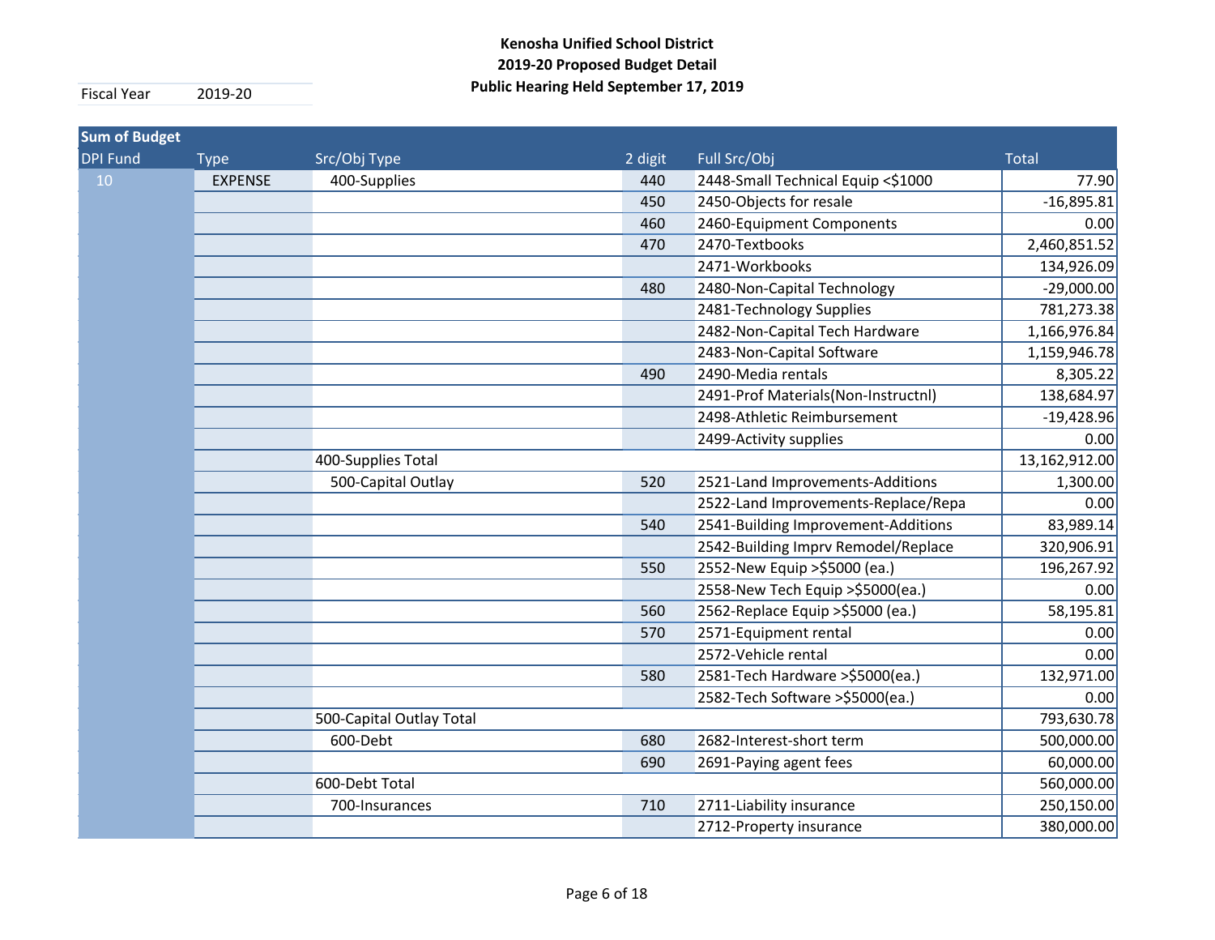**Kenosha Unified School District**
**2019-20 Proposed Budget Detail**
**Public Hearing Held September 17, 2019**

Fiscal Year 2019-20

| Sum of Budget | | | | | |
|---|---|---|---|---|---|
| DPI Fund | Type | Src/Obj Type | 2 digit | Full Src/Obj | Total |
| 10 | EXPENSE | 400-Supplies | 440 | 2448-Small Technical Equip <$1000 | 77.90 |
| | | | 450 | 2450-Objects for resale | -16,895.81 |
| | | | 460 | 2460-Equipment Components | 0.00 |
| | | | 470 | 2470-Textbooks | 2,460,851.52 |
| | | | | 2471-Workbooks | 134,926.09 |
| | | | 480 | 2480-Non-Capital Technology | -29,000.00 |
| | | | | 2481-Technology Supplies | 781,273.38 |
| | | | | 2482-Non-Capital Tech Hardware | 1,166,976.84 |
| | | | | 2483-Non-Capital Software | 1,159,946.78 |
| | | | 490 | 2490-Media rentals | 8,305.22 |
| | | | | 2491-Prof Materials(Non-Instructnl) | 138,684.97 |
| | | | | 2498-Athletic Reimbursement | -19,428.96 |
| | | | | 2499-Activity supplies | 0.00 |
| | | 400-Supplies Total | | | 13,162,912.00 |
| | | 500-Capital Outlay | 520 | 2521-Land Improvements-Additions | 1,300.00 |
| | | | | 2522-Land Improvements-Replace/Repa | 0.00 |
| | | | 540 | 2541-Building Improvement-Additions | 83,989.14 |
| | | | | 2542-Building Imprv Remodel/Replace | 320,906.91 |
| | | | 550 | 2552-New Equip >$5000 (ea.) | 196,267.92 |
| | | | | 2558-New Tech Equip >$5000(ea.) | 0.00 |
| | | | 560 | 2562-Replace Equip >$5000 (ea.) | 58,195.81 |
| | | | 570 | 2571-Equipment rental | 0.00 |
| | | | | 2572-Vehicle rental | 0.00 |
| | | | 580 | 2581-Tech Hardware >$5000(ea.) | 132,971.00 |
| | | | | 2582-Tech Software >$5000(ea.) | 0.00 |
| | | 500-Capital Outlay Total | | | 793,630.78 |
| | | 600-Debt | 680 | 2682-Interest-short term | 500,000.00 |
| | | | 690 | 2691-Paying agent fees | 60,000.00 |
| | | 600-Debt Total | | | 560,000.00 |
| | | 700-Insurances | 710 | 2711-Liability insurance | 250,150.00 |
| | | | | 2712-Property insurance | 380,000.00 |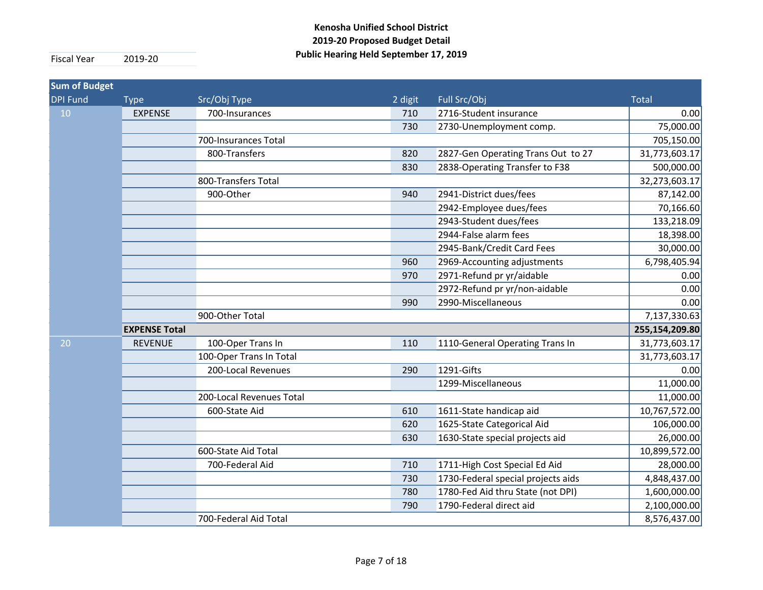**Kenosha Unified School District**
**2019-20 Proposed Budget Detail**
**Public Hearing Held September 17, 2019**

Fiscal Year 2019-20

| Sum of Budget | | | | | |
|---|---|---|---|---|---|
| DPI Fund | Type | Src/Obj Type | 2 digit | Full Src/Obj | Total |
| 10 | EXPENSE | 700-Insurances | 710 | 2716-Student insurance | 0.00 |
| | | | 730 | 2730-Unemployment comp. | 75,000.00 |
| | | 700-Insurances Total | | | 705,150.00 |
| | | 800-Transfers | 820 | 2827-Gen Operating Trans Out to 27 | 31,773,603.17 |
| | | | 830 | 2838-Operating Transfer to F38 | 500,000.00 |
| | | 800-Transfers Total | | | 32,273,603.17 |
| | | 900-Other | 940 | 2941-District dues/fees | 87,142.00 |
| | | | | 2942-Employee dues/fees | 70,166.60 |
| | | | | 2943-Student dues/fees | 133,218.09 |
| | | | | 2944-False alarm fees | 18,398.00 |
| | | | | 2945-Bank/Credit Card Fees | 30,000.00 |
| | | | 960 | 2969-Accounting adjustments | 6,798,405.94 |
| | | | 970 | 2971-Refund pr yr/aidable | 0.00 |
| | | | | 2972-Refund pr yr/non-aidable | 0.00 |
| | | | 990 | 2990-Miscellaneous | 0.00 |
| | | 900-Other Total | | | 7,137,330.63 |
| | **EXPENSE Total** | | | | **255,154,209.80** |
| 20 | REVENUE | 100-Oper Trans In | 110 | 1110-General Operating Trans In | 31,773,603.17 |
| | | 100-Oper Trans In Total | | | 31,773,603.17 |
| | | 200-Local Revenues | 290 | 1291-Gifts | 0.00 |
| | | | | 1299-Miscellaneous | 11,000.00 |
| | | 200-Local Revenues Total | | | 11,000.00 |
| | | 600-State Aid | 610 | 1611-State handicap aid | 10,767,572.00 |
| | | | 620 | 1625-State Categorical Aid | 106,000.00 |
| | | | 630 | 1630-State special projects aid | 26,000.00 |
| | | 600-State Aid Total | | | 10,899,572.00 |
| | | 700-Federal Aid | 710 | 1711-High Cost Special Ed Aid | 28,000.00 |
| | | | 730 | 1730-Federal special projects aids | 4,848,437.00 |
| | | | 780 | 1780-Fed Aid thru State (not DPI) | 1,600,000.00 |
| | | | 790 | 1790-Federal direct aid | 2,100,000.00 |
| | | 700-Federal Aid Total | | | 8,576,437.00 |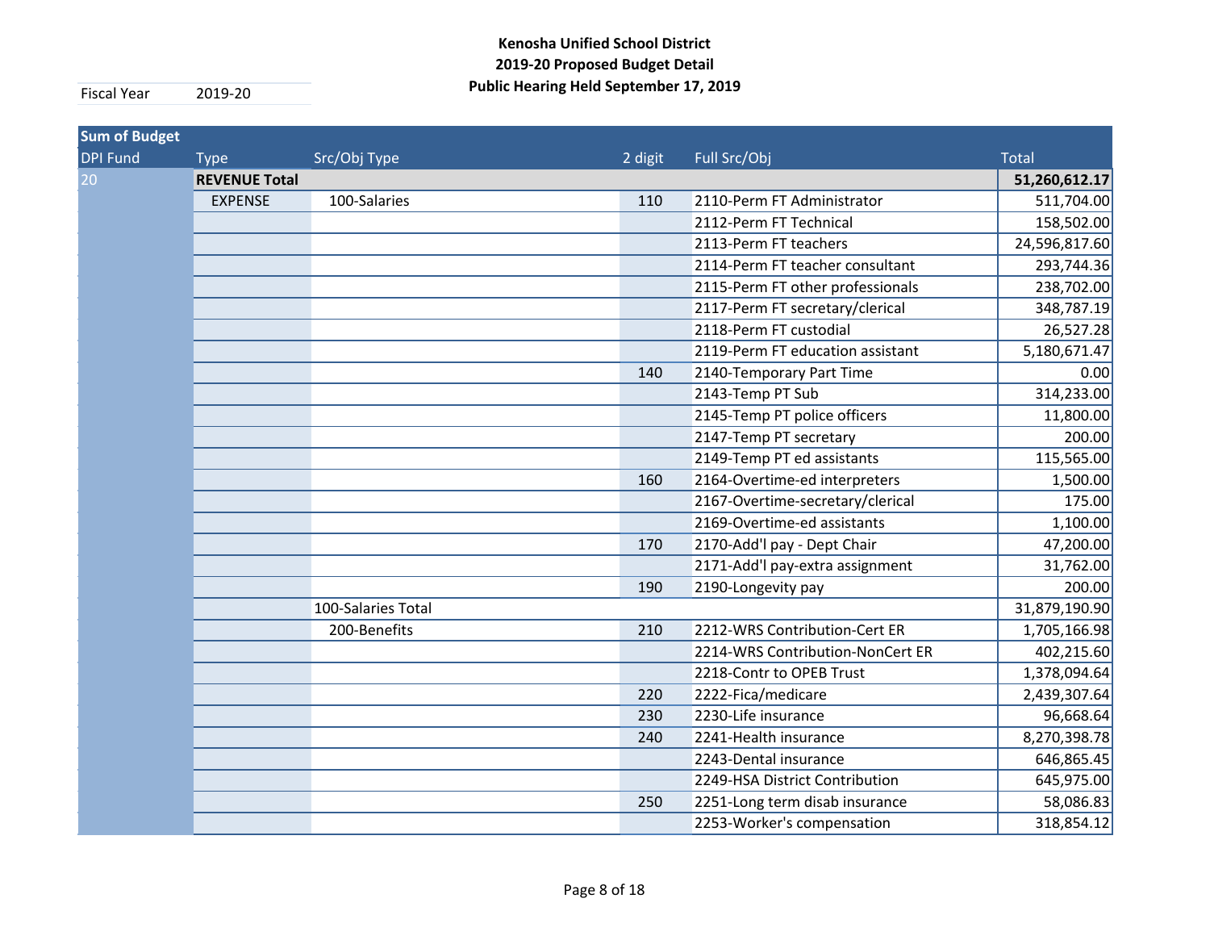**Kenosha Unified School District**
**2019-20 Proposed Budget Detail**
**Public Hearing Held September 17, 2019**

| Fiscal Year | 2019-20 |
|---|---|

| Sum of Budget | | | | | |
|---|---|---|---|---|---|
| DPI Fund | Type | Src/Obj Type | 2 digit | Full Src/Obj | Total |
| 20 | **REVENUE Total** | | | | **51,260,612.17** |
| | EXPENSE | 100-Salaries | 110 | 2110-Perm FT Administrator | 511,704.00 |
| | | | | 2112-Perm FT Technical | 158,502.00 |
| | | | | 2113-Perm FT teachers | 24,596,817.60 |
| | | | | 2114-Perm FT teacher consultant | 293,744.36 |
| | | | | 2115-Perm FT other professionals | 238,702.00 |
| | | | | 2117-Perm FT secretary/clerical | 348,787.19 |
| | | | | 2118-Perm FT custodial | 26,527.28 |
| | | | | 2119-Perm FT education assistant | 5,180,671.47 |
| | | | 140 | 2140-Temporary Part Time | 0.00 |
| | | | | 2143-Temp PT Sub | 314,233.00 |
| | | | | 2145-Temp PT police officers | 11,800.00 |
| | | | | 2147-Temp PT secretary | 200.00 |
| | | | | 2149-Temp PT ed assistants | 115,565.00 |
| | | | 160 | 2164-Overtime-ed interpreters | 1,500.00 |
| | | | | 2167-Overtime-secretary/clerical | 175.00 |
| | | | | 2169-Overtime-ed assistants | 1,100.00 |
| | | | 170 | 2170-Add'l pay - Dept Chair | 47,200.00 |
| | | | | 2171-Add'l pay-extra assignment | 31,762.00 |
| | | | 190 | 2190-Longevity pay | 200.00 |
| | | 100-Salaries Total | | | 31,879,190.90 |
| | | 200-Benefits | 210 | 2212-WRS Contribution-Cert ER | 1,705,166.98 |
| | | | | 2214-WRS Contribution-NonCert ER | 402,215.60 |
| | | | | 2218-Contr to OPEB Trust | 1,378,094.64 |
| | | | 220 | 2222-Fica/medicare | 2,439,307.64 |
| | | | 230 | 2230-Life insurance | 96,668.64 |
| | | | 240 | 2241-Health insurance | 8,270,398.78 |
| | | | | 2243-Dental insurance | 646,865.45 |
| | | | | 2249-HSA District Contribution | 645,975.00 |
| | | | 250 | 2251-Long term disab insurance | 58,086.83 |
| | | | | 2253-Worker's compensation | 318,854.12 |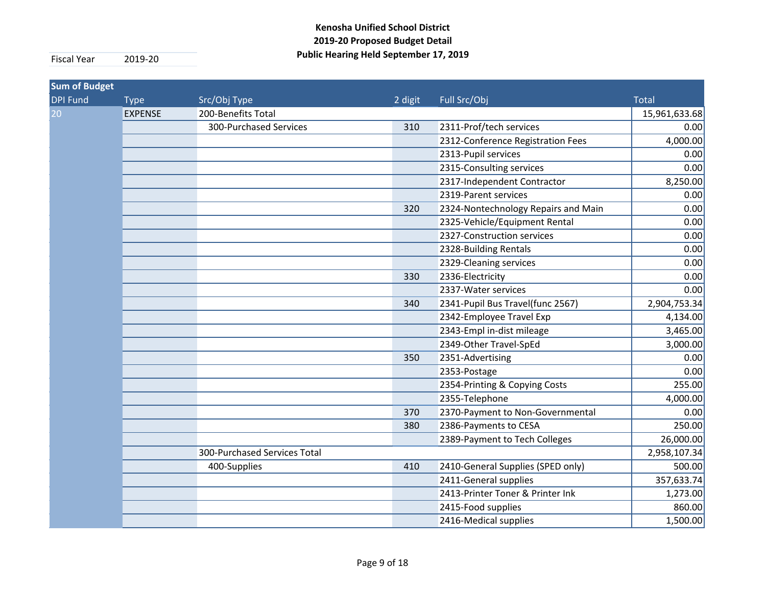**Kenosha Unified School District**
**2019-20 Proposed Budget Detail**
**Public Hearing Held September 17, 2019**

| Fiscal Year | 2019-20 |
|---|---|

| Sum of Budget | | | | | |
|---|---|---|---|---|---|
| DPI Fund | Type | Src/Obj Type | 2 digit | Full Src/Obj | Total |
| 20 | EXPENSE | 200-Benefits Total | | | 15,961,633.68 |
| | | 300-Purchased Services | 310 | 2311-Prof/tech services | 0.00 |
| | | | | 2312-Conference Registration Fees | 4,000.00 |
| | | | | 2313-Pupil services | 0.00 |
| | | | | 2315-Consulting services | 0.00 |
| | | | | 2317-Independent Contractor | 8,250.00 |
| | | | | 2319-Parent services | 0.00 |
| | | | 320 | 2324-Nontechnology Repairs and Main | 0.00 |
| | | | | 2325-Vehicle/Equipment Rental | 0.00 |
| | | | | 2327-Construction services | 0.00 |
| | | | | 2328-Building Rentals | 0.00 |
| | | | | 2329-Cleaning services | 0.00 |
| | | | 330 | 2336-Electricity | 0.00 |
| | | | | 2337-Water services | 0.00 |
| | | | 340 | 2341-Pupil Bus Travel(func 2567) | 2,904,753.34 |
| | | | | 2342-Employee Travel Exp | 4,134.00 |
| | | | | 2343-Empl in-dist mileage | 3,465.00 |
| | | | | 2349-Other Travel-SpEd | 3,000.00 |
| | | | 350 | 2351-Advertising | 0.00 |
| | | | | 2353-Postage | 0.00 |
| | | | | 2354-Printing & Copying Costs | 255.00 |
| | | | | 2355-Telephone | 4,000.00 |
| | | | 370 | 2370-Payment to Non-Governmental | 0.00 |
| | | | 380 | 2386-Payments to CESA | 250.00 |
| | | | | 2389-Payment to Tech Colleges | 26,000.00 |
| | | 300-Purchased Services Total | | | 2,958,107.34 |
| | | 400-Supplies | 410 | 2410-General Supplies (SPED only) | 500.00 |
| | | | | 2411-General supplies | 357,633.74 |
| | | | | 2413-Printer Toner & Printer Ink | 1,273.00 |
| | | | | 2415-Food supplies | 860.00 |
| | | | | 2416-Medical supplies | 1,500.00 |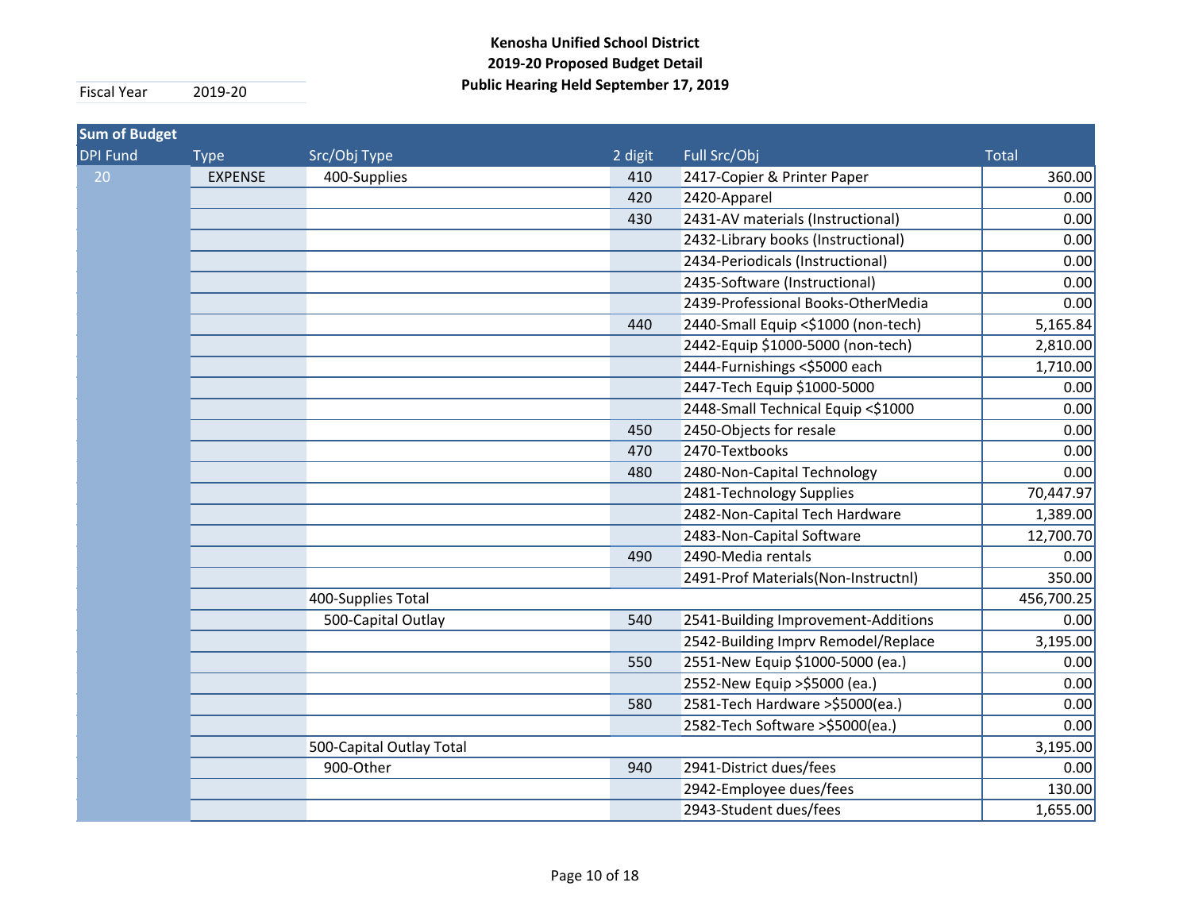**Kenosha Unified School District**
**2019-20 Proposed Budget Detail**
**Public Hearing Held September 17, 2019**

Fiscal Year 2019-20

**Sum of Budget**

| DPI Fund | Type | Src/Obj Type | 2 digit | Full Src/Obj | Total |
|---|---|---|---|---|---|
| 20 | EXPENSE | 400-Supplies | 410 | 2417-Copier & Printer Paper | 360.00 |
| | | | 420 | 2420-Apparel | 0.00 |
| | | | 430 | 2431-AV materials (Instructional) | 0.00 |
| | | | | 2432-Library books (Instructional) | 0.00 |
| | | | | 2434-Periodicals (Instructional) | 0.00 |
| | | | | 2435-Software (Instructional) | 0.00 |
| | | | | 2439-Professional Books-OtherMedia | 0.00 |
| | | | 440 | 2440-Small Equip <$1000 (non-tech) | 5,165.84 |
| | | | | 2442-Equip $1000-5000 (non-tech) | 2,810.00 |
| | | | | 2444-Furnishings <$5000 each | 1,710.00 |
| | | | | 2447-Tech Equip $1000-5000 | 0.00 |
| | | | | 2448-Small Technical Equip <$1000 | 0.00 |
| | | | 450 | 2450-Objects for resale | 0.00 |
| | | | 470 | 2470-Textbooks | 0.00 |
| | | | 480 | 2480-Non-Capital Technology | 0.00 |
| | | | | 2481-Technology Supplies | 70,447.97 |
| | | | | 2482-Non-Capital Tech Hardware | 1,389.00 |
| | | | | 2483-Non-Capital Software | 12,700.70 |
| | | | 490 | 2490-Media rentals | 0.00 |
| | | | | 2491-Prof Materials(Non-Instructnl) | 350.00 |
| | | 400-Supplies Total | | | 456,700.25 |
| | | 500-Capital Outlay | 540 | 2541-Building Improvement-Additions | 0.00 |
| | | | | 2542-Building Imprv Remodel/Replace | 3,195.00 |
| | | | 550 | 2551-New Equip $1000-5000 (ea.) | 0.00 |
| | | | | 2552-New Equip >$5000 (ea.) | 0.00 |
| | | | 580 | 2581-Tech Hardware >$5000(ea.) | 0.00 |
| | | | | 2582-Tech Software >$5000(ea.) | 0.00 |
| | | 500-Capital Outlay Total | | | 3,195.00 |
| | | 900-Other | 940 | 2941-District dues/fees | 0.00 |
| | | | | 2942-Employee dues/fees | 130.00 |
| | | | | 2943-Student dues/fees | 1,655.00 |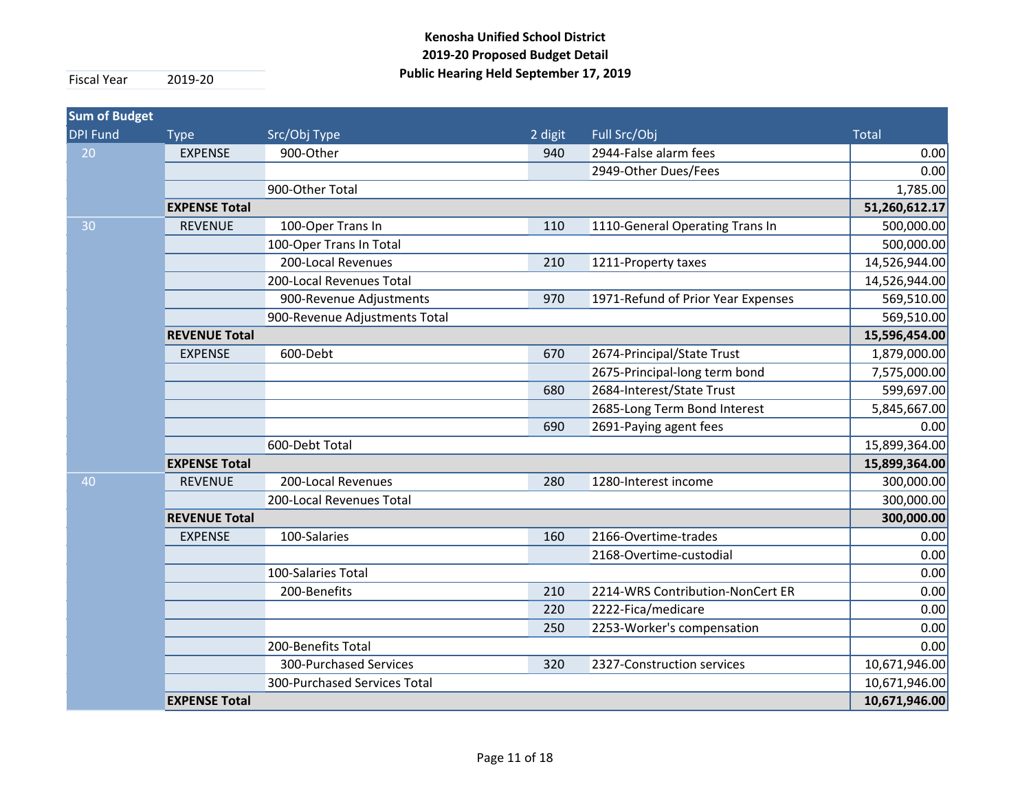**Kenosha Unified School District**
**2019-20 Proposed Budget Detail**
**Public Hearing Held September 17, 2019**

| Fiscal Year | 2019-20 |
|---|---|

| Sum of Budget | | | | | |
|---|---|---|---|---|---|
| DPI Fund | Type | Src/Obj Type | 2 digit | Full Src/Obj | Total |
| 20 | EXPENSE | 900-Other | 940 | 2944-False alarm fees | 0.00 |
| | | | | 2949-Other Dues/Fees | 0.00 |
| | | 900-Other Total | | | 1,785.00 |
| | **EXPENSE Total** | | | | **51,260,612.17** |
| 30 | REVENUE | 100-Oper Trans In | 110 | 1110-General Operating Trans In | 500,000.00 |
| | | 100-Oper Trans In Total | | | 500,000.00 |
| | | 200-Local Revenues | 210 | 1211-Property taxes | 14,526,944.00 |
| | | 200-Local Revenues Total | | | 14,526,944.00 |
| | | 900-Revenue Adjustments | 970 | 1971-Refund of Prior Year Expenses | 569,510.00 |
| | | 900-Revenue Adjustments Total | | | 569,510.00 |
| | **REVENUE Total** | | | | **15,596,454.00** |
| | EXPENSE | 600-Debt | 670 | 2674-Principal/State Trust | 1,879,000.00 |
| | | | | 2675-Principal-long term bond | 7,575,000.00 |
| | | | 680 | 2684-Interest/State Trust | 599,697.00 |
| | | | | 2685-Long Term Bond Interest | 5,845,667.00 |
| | | | 690 | 2691-Paying agent fees | 0.00 |
| | | 600-Debt Total | | | 15,899,364.00 |
| | **EXPENSE Total** | | | | **15,899,364.00** |
| 40 | REVENUE | 200-Local Revenues | 280 | 1280-Interest income | 300,000.00 |
| | | 200-Local Revenues Total | | | 300,000.00 |
| | **REVENUE Total** | | | | **300,000.00** |
| | EXPENSE | 100-Salaries | 160 | 2166-Overtime-trades | 0.00 |
| | | | | 2168-Overtime-custodial | 0.00 |
| | | 100-Salaries Total | | | 0.00 |
| | | 200-Benefits | 210 | 2214-WRS Contribution-NonCert ER | 0.00 |
| | | | 220 | 2222-Fica/medicare | 0.00 |
| | | | 250 | 2253-Worker's compensation | 0.00 |
| | | 200-Benefits Total | | | 0.00 |
| | | 300-Purchased Services | 320 | 2327-Construction services | 10,671,946.00 |
| | | 300-Purchased Services Total | | | 10,671,946.00 |
| | **EXPENSE Total** | | | | **10,671,946.00** |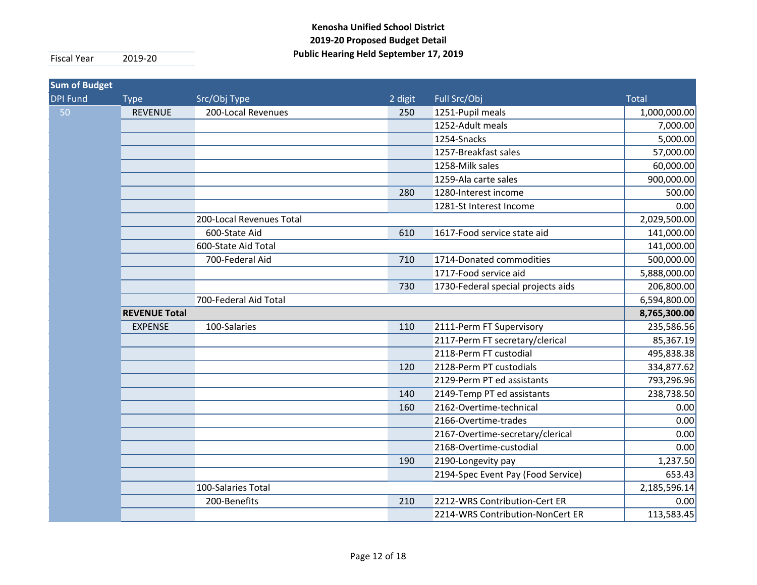**Kenosha Unified School District**
**2019-20 Proposed Budget Detail**
**Public Hearing Held September 17, 2019**

Fiscal Year 2019-20

| Sum of Budget | | | | | |
|---|---|---|---|---|---|
| DPI Fund | Type | Src/Obj Type | 2 digit | Full Src/Obj | Total |
| 50 | REVENUE | 200-Local Revenues | 250 | 1251-Pupil meals | 1,000,000.00 |
| | | | | 1252-Adult meals | 7,000.00 |
| | | | | 1254-Snacks | 5,000.00 |
| | | | | 1257-Breakfast sales | 57,000.00 |
| | | | | 1258-Milk sales | 60,000.00 |
| | | | | 1259-Ala carte sales | 900,000.00 |
| | | | 280 | 1280-Interest income | 500.00 |
| | | | | 1281-St Interest Income | 0.00 |
| | | 200-Local Revenues Total | | | 2,029,500.00 |
| | | 600-State Aid | 610 | 1617-Food service state aid | 141,000.00 |
| | | 600-State Aid Total | | | 141,000.00 |
| | | 700-Federal Aid | 710 | 1714-Donated commodities | 500,000.00 |
| | | | | 1717-Food service aid | 5,888,000.00 |
| | | | 730 | 1730-Federal special projects aids | 206,800.00 |
| | | 700-Federal Aid Total | | | 6,594,800.00 |
| | **REVENUE Total** | | | | **8,765,300.00** |
| | EXPENSE | 100-Salaries | 110 | 2111-Perm FT Supervisory | 235,586.56 |
| | | | | 2117-Perm FT secretary/clerical | 85,367.19 |
| | | | | 2118-Perm FT custodial | 495,838.38 |
| | | | 120 | 2128-Perm PT custodials | 334,877.62 |
| | | | | 2129-Perm PT ed assistants | 793,296.96 |
| | | | 140 | 2149-Temp PT ed assistants | 238,738.50 |
| | | | 160 | 2162-Overtime-technical | 0.00 |
| | | | | 2166-Overtime-trades | 0.00 |
| | | | | 2167-Overtime-secretary/clerical | 0.00 |
| | | | | 2168-Overtime-custodial | 0.00 |
| | | | 190 | 2190-Longevity pay | 1,237.50 |
| | | | | 2194-Spec Event Pay (Food Service) | 653.43 |
| | | 100-Salaries Total | | | 2,185,596.14 |
| | | 200-Benefits | 210 | 2212-WRS Contribution-Cert ER | 0.00 |
| | | | | 2214-WRS Contribution-NonCert ER | 113,583.45 |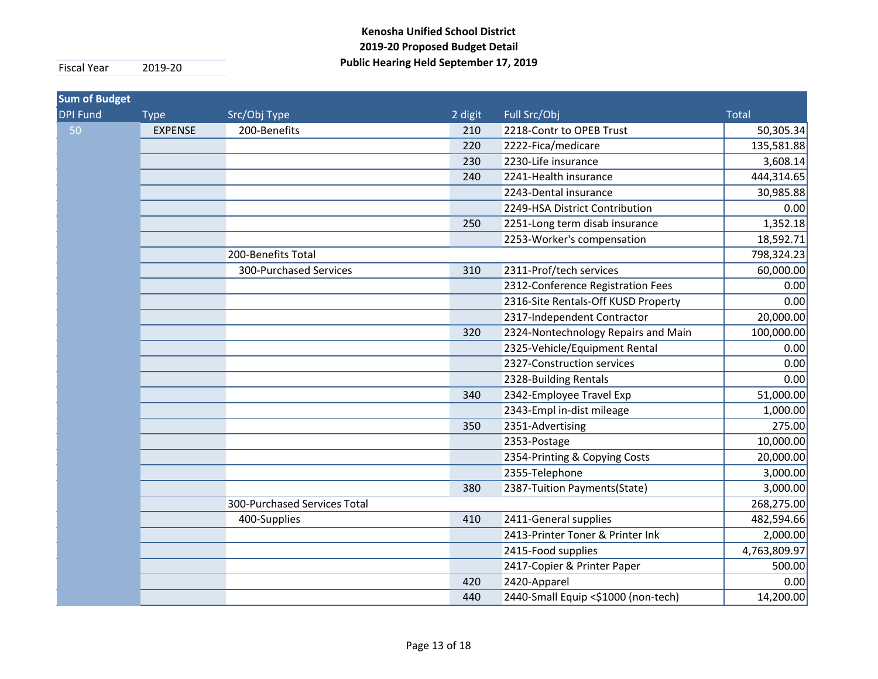**Kenosha Unified School District**
**2019-20 Proposed Budget Detail**
**Public Hearing Held September 17, 2019**

| Fiscal Year | 2019-20 |
|---|---|

| Sum of Budget | | | | | |
|---|---|---|---|---|---|
| DPI Fund | Type | Src/Obj Type | 2 digit | Full Src/Obj | Total |
| 50 | EXPENSE | 200-Benefits | 210 | 2218-Contr to OPEB Trust | 50,305.34 |
| | | | 220 | 2222-Fica/medicare | 135,581.88 |
| | | | 230 | 2230-Life insurance | 3,608.14 |
| | | | 240 | 2241-Health insurance | 444,314.65 |
| | | | | 2243-Dental insurance | 30,985.88 |
| | | | | 2249-HSA District Contribution | 0.00 |
| | | | 250 | 2251-Long term disab insurance | 1,352.18 |
| | | | | 2253-Worker's compensation | 18,592.71 |
| | | 200-Benefits Total | | | 798,324.23 |
| | | 300-Purchased Services | 310 | 2311-Prof/tech services | 60,000.00 |
| | | | | 2312-Conference Registration Fees | 0.00 |
| | | | | 2316-Site Rentals-Off KUSD Property | 0.00 |
| | | | | 2317-Independent Contractor | 20,000.00 |
| | | | 320 | 2324-Nontechnology Repairs and Main | 100,000.00 |
| | | | | 2325-Vehicle/Equipment Rental | 0.00 |
| | | | | 2327-Construction services | 0.00 |
| | | | | 2328-Building Rentals | 0.00 |
| | | | 340 | 2342-Employee Travel Exp | 51,000.00 |
| | | | | 2343-Empl in-dist mileage | 1,000.00 |
| | | | 350 | 2351-Advertising | 275.00 |
| | | | | 2353-Postage | 10,000.00 |
| | | | | 2354-Printing & Copying Costs | 20,000.00 |
| | | | | 2355-Telephone | 3,000.00 |
| | | | 380 | 2387-Tuition Payments(State) | 3,000.00 |
| | | 300-Purchased Services Total | | | 268,275.00 |
| | | 400-Supplies | 410 | 2411-General supplies | 482,594.66 |
| | | | | 2413-Printer Toner & Printer Ink | 2,000.00 |
| | | | | 2415-Food supplies | 4,763,809.97 |
| | | | | 2417-Copier & Printer Paper | 500.00 |
| | | | 420 | 2420-Apparel | 0.00 |
| | | | 440 | 2440-Small Equip <$1000 (non-tech) | 14,200.00 |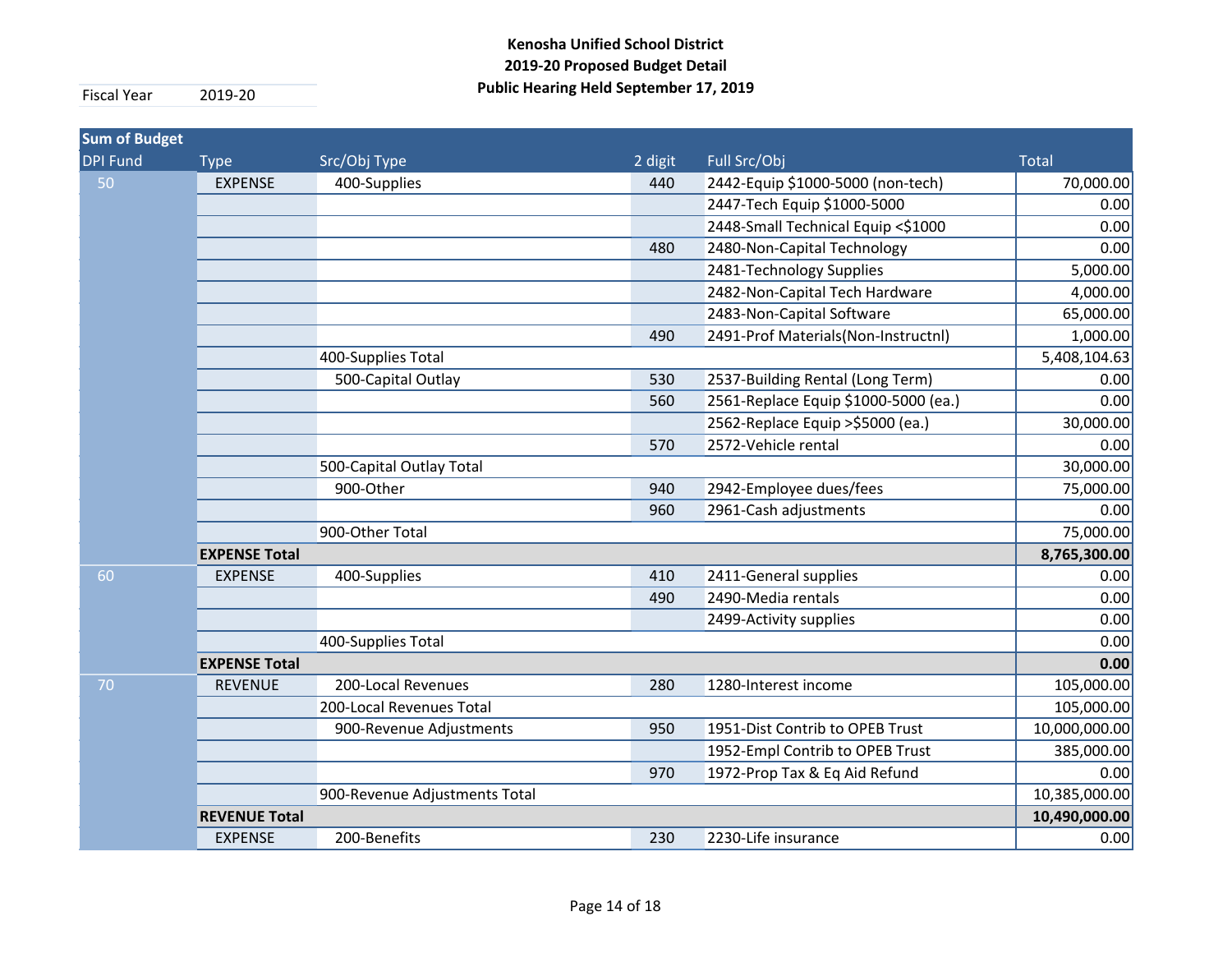**Kenosha Unified School District**
**2019-20 Proposed Budget Detail**
**Public Hearing Held September 17, 2019**

| Fiscal Year | 2019-20 |
|---|---|

| Sum of Budget | | | | | |
|---|---|---|---|---|---|
| DPI Fund | Type | Src/Obj Type | 2 digit | Full Src/Obj | Total |
| 50 | EXPENSE | 400-Supplies | 440 | 2442-Equip $1000-5000 (non-tech) | 70,000.00 |
| | | | | 2447-Tech Equip $1000-5000 | 0.00 |
| | | | | 2448-Small Technical Equip <$1000 | 0.00 |
| | | | 480 | 2480-Non-Capital Technology | 0.00 |
| | | | | 2481-Technology Supplies | 5,000.00 |
| | | | | 2482-Non-Capital Tech Hardware | 4,000.00 |
| | | | | 2483-Non-Capital Software | 65,000.00 |
| | | | 490 | 2491-Prof Materials(Non-Instructnl) | 1,000.00 |
| | | 400-Supplies Total | | | 5,408,104.63 |
| | | 500-Capital Outlay | 530 | 2537-Building Rental (Long Term) | 0.00 |
| | | | 560 | 2561-Replace Equip $1000-5000 (ea.) | 0.00 |
| | | | | 2562-Replace Equip >$5000 (ea.) | 30,000.00 |
| | | | 570 | 2572-Vehicle rental | 0.00 |
| | | 500-Capital Outlay Total | | | 30,000.00 |
| | | 900-Other | 940 | 2942-Employee dues/fees | 75,000.00 |
| | | | 960 | 2961-Cash adjustments | 0.00 |
| | | 900-Other Total | | | 75,000.00 |
| | **EXPENSE Total** | | | | **8,765,300.00** |
| 60 | EXPENSE | 400-Supplies | 410 | 2411-General supplies | 0.00 |
| | | | 490 | 2490-Media rentals | 0.00 |
| | | | | 2499-Activity supplies | 0.00 |
| | | 400-Supplies Total | | | 0.00 |
| | **EXPENSE Total** | | | | **0.00** |
| 70 | REVENUE | 200-Local Revenues | 280 | 1280-Interest income | 105,000.00 |
| | | 200-Local Revenues Total | | | 105,000.00 |
| | | 900-Revenue Adjustments | 950 | 1951-Dist Contrib to OPEB Trust | 10,000,000.00 |
| | | | | 1952-Empl Contrib to OPEB Trust | 385,000.00 |
| | | | 970 | 1972-Prop Tax & Eq Aid Refund | 0.00 |
| | | 900-Revenue Adjustments Total | | | 10,385,000.00 |
| | **REVENUE Total** | | | | **10,490,000.00** |
| | EXPENSE | 200-Benefits | 230 | 2230-Life insurance | 0.00 |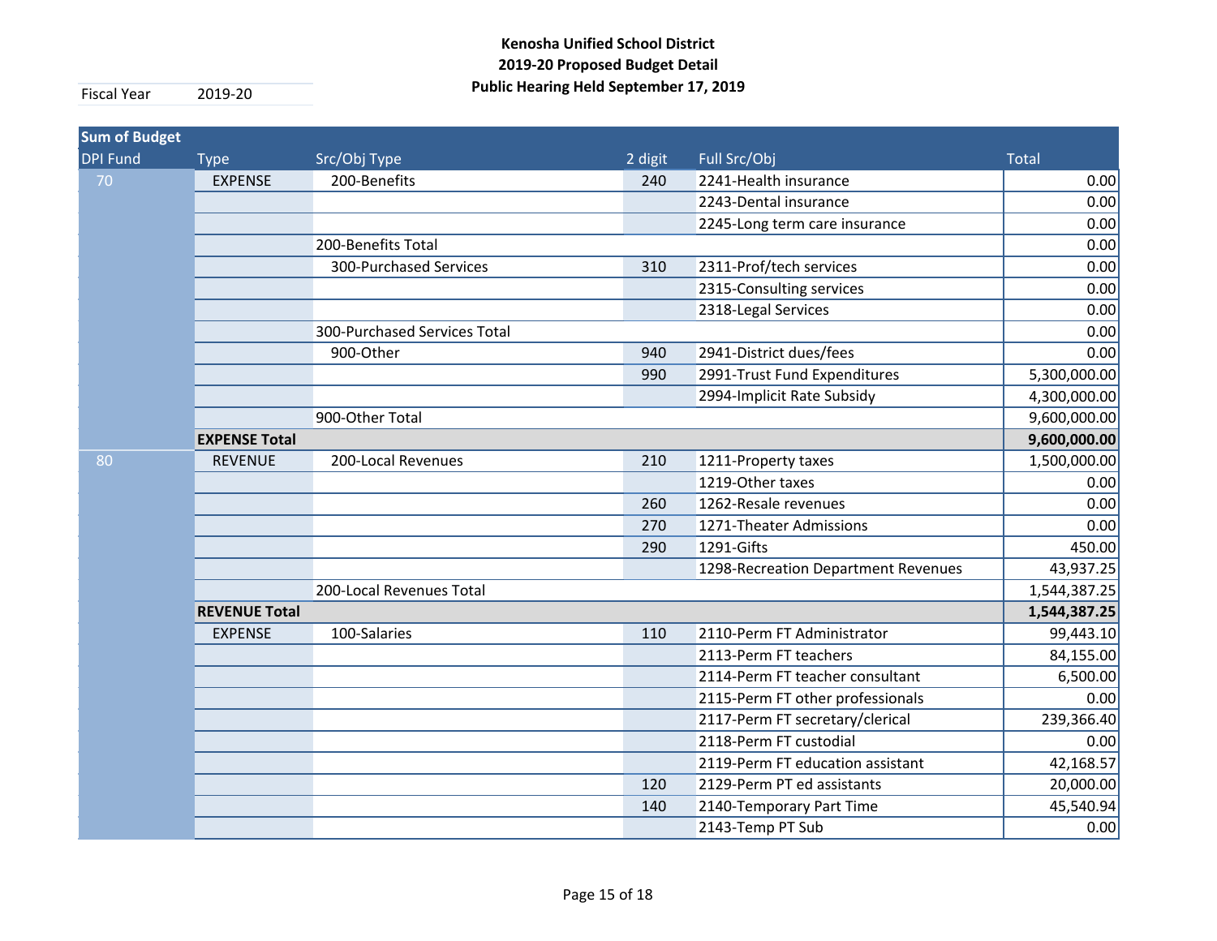**Kenosha Unified School District**
**2019-20 Proposed Budget Detail**
**Public Hearing Held September 17, 2019**

| Fiscal Year | 2019-20 |
|---|---|

| Sum of Budget | | | | | |
|---|---|---|---|---|---|
| DPI Fund | Type | Src/Obj Type | 2 digit | Full Src/Obj | Total |
| 70 | EXPENSE | 200-Benefits | 240 | 2241-Health insurance | 0.00 |
| | | | | 2243-Dental insurance | 0.00 |
| | | | | 2245-Long term care insurance | 0.00 |
| | | 200-Benefits Total | | | 0.00 |
| | | 300-Purchased Services | 310 | 2311-Prof/tech services | 0.00 |
| | | | | 2315-Consulting services | 0.00 |
| | | | | 2318-Legal Services | 0.00 |
| | | 300-Purchased Services Total | | | 0.00 |
| | | 900-Other | 940 | 2941-District dues/fees | 0.00 |
| | | | 990 | 2991-Trust Fund Expenditures | 5,300,000.00 |
| | | | | 2994-Implicit Rate Subsidy | 4,300,000.00 |
| | | 900-Other Total | | | 9,600,000.00 |
| | **EXPENSE Total** | | | | **9,600,000.00** |
| 80 | REVENUE | 200-Local Revenues | 210 | 1211-Property taxes | 1,500,000.00 |
| | | | | 1219-Other taxes | 0.00 |
| | | | 260 | 1262-Resale revenues | 0.00 |
| | | | 270 | 1271-Theater Admissions | 0.00 |
| | | | 290 | 1291-Gifts | 450.00 |
| | | | | 1298-Recreation Department Revenues | 43,937.25 |
| | | 200-Local Revenues Total | | | 1,544,387.25 |
| | **REVENUE Total** | | | | **1,544,387.25** |
| | EXPENSE | 100-Salaries | 110 | 2110-Perm FT Administrator | 99,443.10 |
| | | | | 2113-Perm FT teachers | 84,155.00 |
| | | | | 2114-Perm FT teacher consultant | 6,500.00 |
| | | | | 2115-Perm FT other professionals | 0.00 |
| | | | | 2117-Perm FT secretary/clerical | 239,366.40 |
| | | | | 2118-Perm FT custodial | 0.00 |
| | | | | 2119-Perm FT education assistant | 42,168.57 |
| | | | 120 | 2129-Perm PT ed assistants | 20,000.00 |
| | | | 140 | 2140-Temporary Part Time | 45,540.94 |
| | | | | 2143-Temp PT Sub | 0.00 |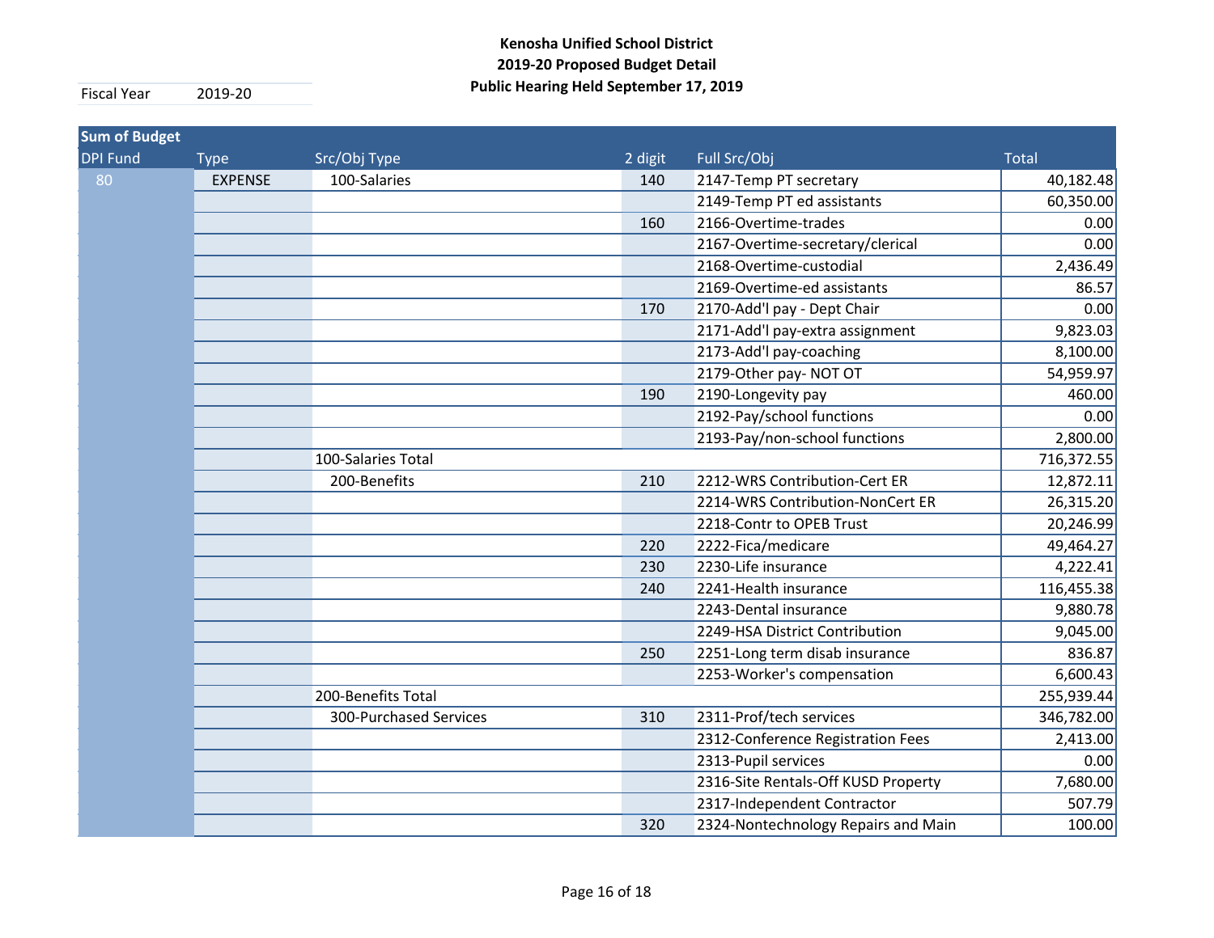**Kenosha Unified School District**
**2019-20 Proposed Budget Detail**
**Public Hearing Held September 17, 2019**

Fiscal Year 2019-20

| Sum of Budget | | | | | |
|---|---|---|---|---|---|
| DPI Fund | Type | Src/Obj Type | 2 digit | Full Src/Obj | Total |
| 80 | EXPENSE | 100-Salaries | 140 | 2147-Temp PT secretary | 40,182.48 |
| | | | | 2149-Temp PT ed assistants | 60,350.00 |
| | | | 160 | 2166-Overtime-trades | 0.00 |
| | | | | 2167-Overtime-secretary/clerical | 0.00 |
| | | | | 2168-Overtime-custodial | 2,436.49 |
| | | | | 2169-Overtime-ed assistants | 86.57 |
| | | | 170 | 2170-Add'l pay - Dept Chair | 0.00 |
| | | | | 2171-Add'l pay-extra assignment | 9,823.03 |
| | | | | 2173-Add'l pay-coaching | 8,100.00 |
| | | | | 2179-Other pay- NOT OT | 54,959.97 |
| | | | 190 | 2190-Longevity pay | 460.00 |
| | | | | 2192-Pay/school functions | 0.00 |
| | | | | 2193-Pay/non-school functions | 2,800.00 |
| | | 100-Salaries Total | | | 716,372.55 |
| | | 200-Benefits | 210 | 2212-WRS Contribution-Cert ER | 12,872.11 |
| | | | | 2214-WRS Contribution-NonCert ER | 26,315.20 |
| | | | | 2218-Contr to OPEB Trust | 20,246.99 |
| | | | 220 | 2222-Fica/medicare | 49,464.27 |
| | | | 230 | 2230-Life insurance | 4,222.41 |
| | | | 240 | 2241-Health insurance | 116,455.38 |
| | | | | 2243-Dental insurance | 9,880.78 |
| | | | | 2249-HSA District Contribution | 9,045.00 |
| | | | 250 | 2251-Long term disab insurance | 836.87 |
| | | | | 2253-Worker's compensation | 6,600.43 |
| | | 200-Benefits Total | | | 255,939.44 |
| | | 300-Purchased Services | 310 | 2311-Prof/tech services | 346,782.00 |
| | | | | 2312-Conference Registration Fees | 2,413.00 |
| | | | | 2313-Pupil services | 0.00 |
| | | | | 2316-Site Rentals-Off KUSD Property | 7,680.00 |
| | | | | 2317-Independent Contractor | 507.79 |
| | | | 320 | 2324-Nontechnology Repairs and Main | 100.00 |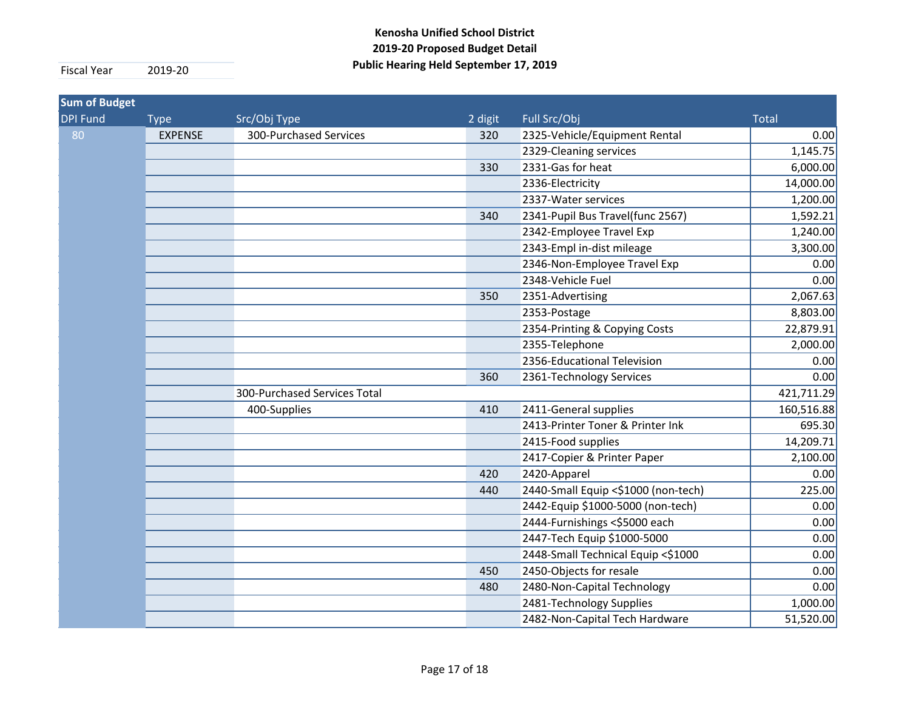**Kenosha Unified School District**
**2019-20 Proposed Budget Detail**
**Public Hearing Held September 17, 2019**

| Fiscal Year | 2019-20 |
|---|---|

| **Sum of Budget** | | | | | |
|---|---|---|---|---|---|
| DPI Fund | Type | Src/Obj Type | 2 digit | Full Src/Obj | Total |
| 80 | EXPENSE | 300-Purchased Services | 320 | 2325-Vehicle/Equipment Rental | 0.00 |
| | | | | 2329-Cleaning services | 1,145.75 |
| | | | 330 | 2331-Gas for heat | 6,000.00 |
| | | | | 2336-Electricity | 14,000.00 |
| | | | | 2337-Water services | 1,200.00 |
| | | | 340 | 2341-Pupil Bus Travel(func 2567) | 1,592.21 |
| | | | | 2342-Employee Travel Exp | 1,240.00 |
| | | | | 2343-Empl in-dist mileage | 3,300.00 |
| | | | | 2346-Non-Employee Travel Exp | 0.00 |
| | | | | 2348-Vehicle Fuel | 0.00 |
| | | | 350 | 2351-Advertising | 2,067.63 |
| | | | | 2353-Postage | 8,803.00 |
| | | | | 2354-Printing & Copying Costs | 22,879.91 |
| | | | | 2355-Telephone | 2,000.00 |
| | | | | 2356-Educational Television | 0.00 |
| | | | 360 | 2361-Technology Services | 0.00 |
| | | 300-Purchased Services Total | | | 421,711.29 |
| | | 400-Supplies | 410 | 2411-General supplies | 160,516.88 |
| | | | | 2413-Printer Toner & Printer Ink | 695.30 |
| | | | | 2415-Food supplies | 14,209.71 |
| | | | | 2417-Copier & Printer Paper | 2,100.00 |
| | | | 420 | 2420-Apparel | 0.00 |
| | | | 440 | 2440-Small Equip <$1000 (non-tech) | 225.00 |
| | | | | 2442-Equip $1000-5000 (non-tech) | 0.00 |
| | | | | 2444-Furnishings <$5000 each | 0.00 |
| | | | | 2447-Tech Equip $1000-5000 | 0.00 |
| | | | | 2448-Small Technical Equip <$1000 | 0.00 |
| | | | 450 | 2450-Objects for resale | 0.00 |
| | | | 480 | 2480-Non-Capital Technology | 0.00 |
| | | | | 2481-Technology Supplies | 1,000.00 |
| | | | | 2482-Non-Capital Tech Hardware | 51,520.00 |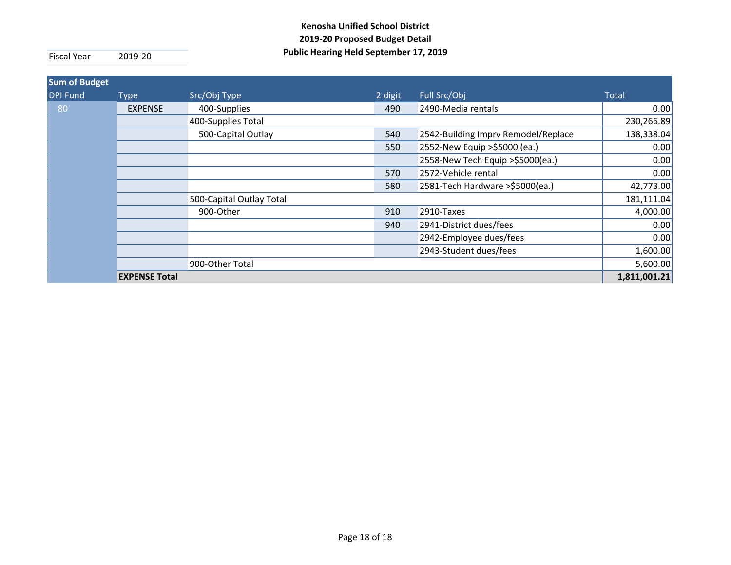**Kenosha Unified School District**
**2019-20 Proposed Budget Detail**
**Public Hearing Held September 17, 2019**

Fiscal Year 2019-20

| Sum of Budget | | | | | |
|---|---|---|---|---|---|
| DPI Fund | Type | Src/Obj Type | 2 digit | Full Src/Obj | Total |
| 80 | EXPENSE | 400-Supplies | 490 | 2490-Media rentals | 0.00 |
| | | 400-Supplies Total | | | 230,266.89 |
| | | 500-Capital Outlay | 540 | 2542-Building Imprv Remodel/Replace | 138,338.04 |
| | | | 550 | 2552-New Equip >$5000 (ea.) | 0.00 |
| | | | | 2558-New Tech Equip >$5000(ea.) | 0.00 |
| | | | 570 | 2572-Vehicle rental | 0.00 |
| | | | 580 | 2581-Tech Hardware >$5000(ea.) | 42,773.00 |
| | | 500-Capital Outlay Total | | | 181,111.04 |
| | | 900-Other | 910 | 2910-Taxes | 4,000.00 |
| | | | 940 | 2941-District dues/fees | 0.00 |
| | | | | 2942-Employee dues/fees | 0.00 |
| | | | | 2943-Student dues/fees | 1,600.00 |
| | | 900-Other Total | | | 5,600.00 |
| | **EXPENSE Total** | | | | **1,811,001.21** |